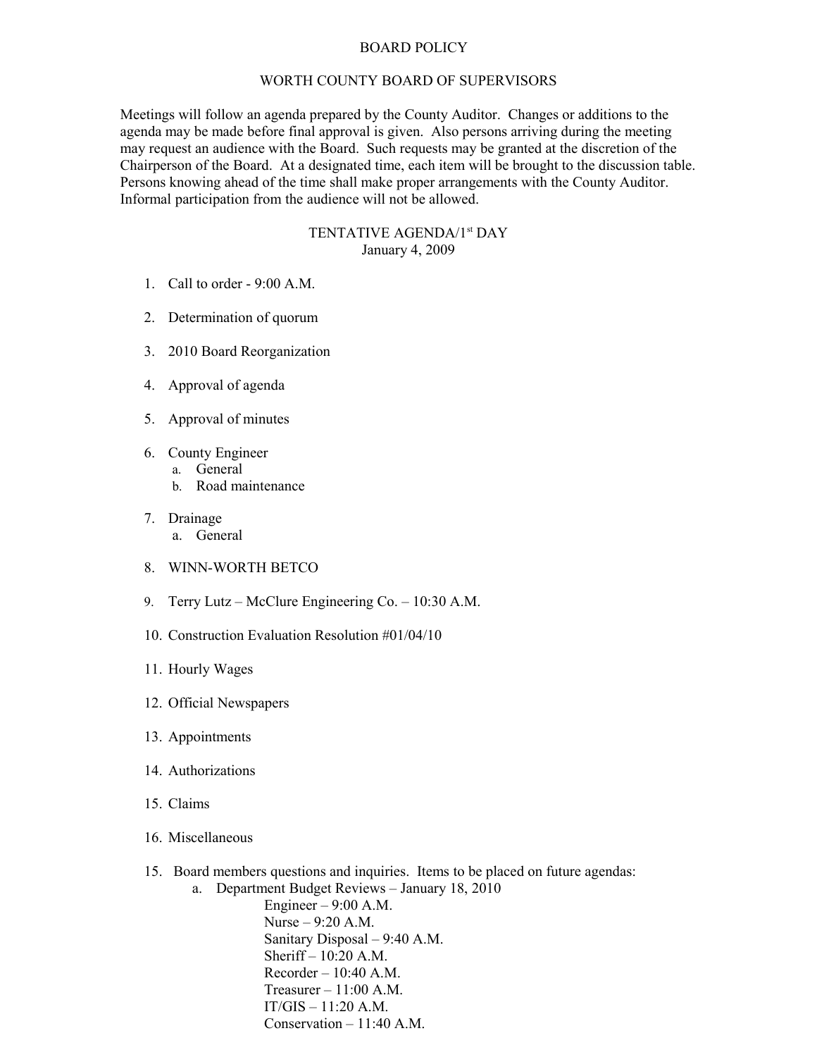# BOARD POLICY

## WORTH COUNTY BOARD OF SUPERVISORS

Meetings will follow an agenda prepared by the County Auditor. Changes or additions to the agenda may be made before final approval is given. Also persons arriving during the meeting may request an audience with the Board. Such requests may be granted at the discretion of the Chairperson of the Board. At a designated time, each item will be brought to the discussion table. Persons knowing ahead of the time shall make proper arrangements with the County Auditor. Informal participation from the audience will not be allowed.

### TENTATIVE AGENDA/1st DAY
January 4, 2009

1. Call to order - 9:00 A.M.

2. Determination of quorum

3. 2010 Board Reorganization

4. Approval of agenda

5. Approval of minutes

6. County Engineer
   a. General
   b. Road maintenance

7. Drainage
   a. General

8. WINN-WORTH BETCO

9. Terry Lutz – McClure Engineering Co. – 10:30 A.M.

10. Construction Evaluation Resolution #01/04/10

11. Hourly Wages

12. Official Newspapers

13. Appointments

14. Authorizations

15. Claims

16. Miscellaneous

15. Board members questions and inquiries. Items to be placed on future agendas:
    a. Department Budget Reviews – January 18, 2010
       Engineer – 9:00 A.M.
       Nurse – 9:20 A.M.
       Sanitary Disposal – 9:40 A.M.
       Sheriff – 10:20 A.M.
       Recorder – 10:40 A.M.
       Treasurer – 11:00 A.M.
       IT/GIS – 11:20 A.M.
       Conservation – 11:40 A.M.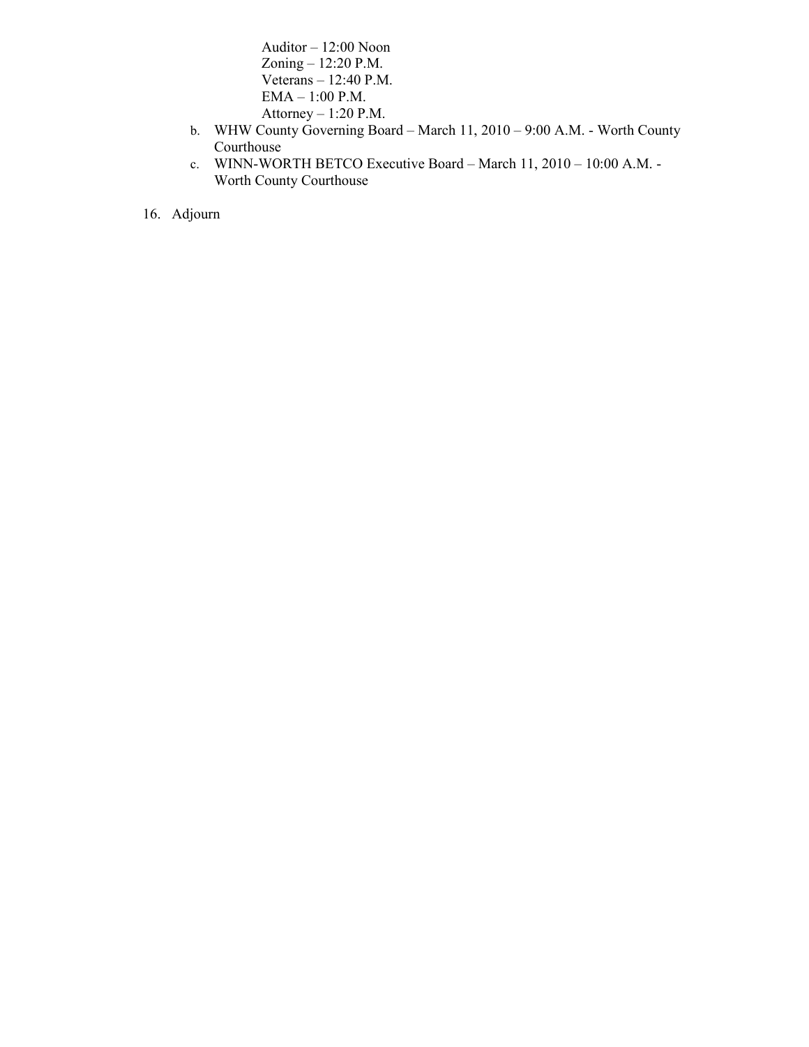Auditor – 12:00 Noon
Zoning – 12:20 P.M.
Veterans – 12:40 P.M.
EMA – 1:00 P.M.
Attorney – 1:20 P.M.

b. WHW County Governing Board – March 11, 2010 – 9:00 A.M. - Worth County Courthouse
c. WINN-WORTH BETCO Executive Board – March 11, 2010 – 10:00 A.M. - Worth County Courthouse

16. Adjourn